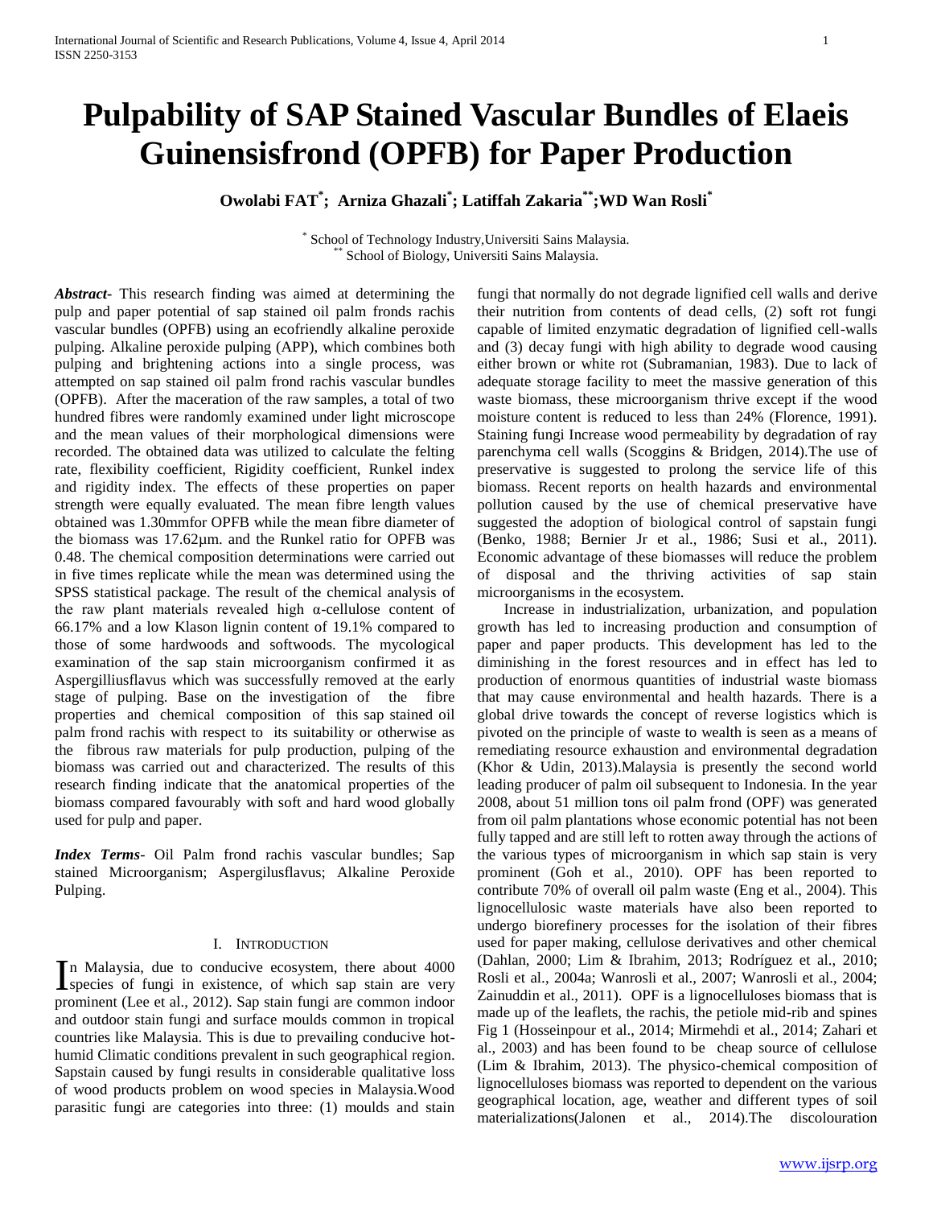# Pulpability of SAP Stained Vascular Bundles of Elaeis Guinensisfrond (OPFB) for Paper Production

**Owolabi FAT[*]; Arniza Ghazali[*]; Latiffah Zakaria[**];WD Wan Rosli[*]**

[*] School of Technology Industry,Universiti Sains Malaysia.
[**] School of Biology, Universiti Sains Malaysia.

***Abstract***- This research finding was aimed at determining the pulp and paper potential of sap stained oil palm fronds rachis vascular bundles (OPFB) using an ecofriendly alkaline peroxide pulping. Alkaline peroxide pulping (APP), which combines both pulping and brightening actions into a single process, was attempted on sap stained oil palm frond rachis vascular bundles (OPFB). After the maceration of the raw samples, a total of two hundred fibres were randomly examined under light microscope and the mean values of their morphological dimensions were recorded. The obtained data was utilized to calculate the felting rate, flexibility coefficient, Rigidity coefficient, Runkel index and rigidity index. The effects of these properties on paper strength were equally evaluated. The mean fibre length values obtained was 1.30mmfor OPFB while the mean fibre diameter of the biomass was 17.62µm. and the Runkel ratio for OPFB was 0.48. The chemical composition determinations were carried out in five times replicate while the mean was determined using the SPSS statistical package. The result of the chemical analysis of the raw plant materials revealed high α-cellulose content of 66.17% and a low Klason lignin content of 19.1% compared to those of some hardwoods and softwoods. The mycological examination of the sap stain microorganism confirmed it as Aspergilliusflavus which was successfully removed at the early stage of pulping. Base on the investigation of the fibre properties and chemical composition of this sap stained oil palm frond rachis with respect to its suitability or otherwise as the fibrous raw materials for pulp production, pulping of the biomass was carried out and characterized. The results of this research finding indicate that the anatomical properties of the biomass compared favourably with soft and hard wood globally used for pulp and paper.

***Index Terms***- Oil Palm frond rachis vascular bundles; Sap stained Microorganism; Aspergilusflavus; Alkaline Peroxide Pulping.

## I. Introduction

In Malaysia, due to conducive ecosystem, there about 4000 species of fungi in existence, of which sap stain are very prominent (Lee et al., 2012). Sap stain fungi are common indoor and outdoor stain fungi and surface moulds common in tropical countries like Malaysia. This is due to prevailing conducive hot-humid Climatic conditions prevalent in such geographical region. Sapstain caused by fungi results in considerable qualitative loss of wood products problem on wood species in Malaysia.Wood parasitic fungi are categories into three: (1) moulds and stain fungi that normally do not degrade lignified cell walls and derive their nutrition from contents of dead cells, (2) soft rot fungi capable of limited enzymatic degradation of lignified cell-walls and (3) decay fungi with high ability to degrade wood causing either brown or white rot (Subramanian, 1983). Due to lack of adequate storage facility to meet the massive generation of this waste biomass, these microorganism thrive except if the wood moisture content is reduced to less than 24% (Florence, 1991). Staining fungi Increase wood permeability by degradation of ray parenchyma cell walls (Scoggins & Bridgen, 2014).The use of preservative is suggested to prolong the service life of this biomass. Recent reports on health hazards and environmental pollution caused by the use of chemical preservative have suggested the adoption of biological control of sapstain fungi (Benko, 1988; Bernier Jr et al., 1986; Susi et al., 2011). Economic advantage of these biomasses will reduce the problem of disposal and the thriving activities of sap stain microorganisms in the ecosystem.

Increase in industrialization, urbanization, and population growth has led to increasing production and consumption of paper and paper products. This development has led to the diminishing in the forest resources and in effect has led to production of enormous quantities of industrial waste biomass that may cause environmental and health hazards. There is a global drive towards the concept of reverse logistics which is pivoted on the principle of waste to wealth is seen as a means of remediating resource exhaustion and environmental degradation (Khor & Udin, 2013).Malaysia is presently the second world leading producer of palm oil subsequent to Indonesia. In the year 2008, about 51 million tons oil palm frond (OPF) was generated from oil palm plantations whose economic potential has not been fully tapped and are still left to rotten away through the actions of the various types of microorganism in which sap stain is very prominent (Goh et al., 2010). OPF has been reported to contribute 70% of overall oil palm waste (Eng et al., 2004). This lignocellulosic waste materials have also been reported to undergo biorefinery processes for the isolation of their fibres used for paper making, cellulose derivatives and other chemical (Dahlan, 2000; Lim & Ibrahim, 2013; Rodríguez et al., 2010; Rosli et al., 2004a; Wanrosli et al., 2007; Wanrosli et al., 2004; Zainuddin et al., 2011). OPF is a lignocelluloses biomass that is made up of the leaflets, the rachis, the petiole mid-rib and spines Fig 1 (Hosseinpour et al., 2014; Mirmehdi et al., 2014; Zahari et al., 2003) and has been found to be cheap source of cellulose (Lim & Ibrahim, 2013). The physico-chemical composition of lignocelluloses biomass was reported to dependent on the various geographical location, age, weather and different types of soil materializations(Jalonen et al., 2014).The discolouration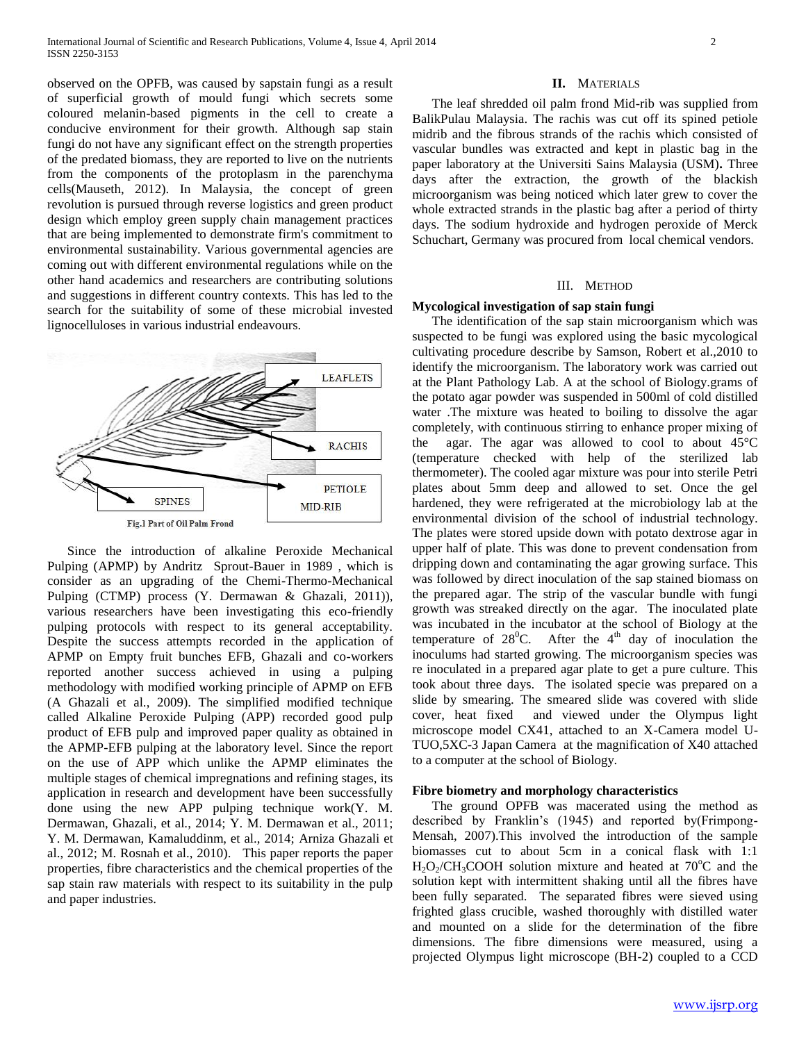observed on the OPFB, was caused by sapstain fungi as a result of superficial growth of mould fungi which secrets some coloured melanin-based pigments in the cell to create a conducive environment for their growth. Although sap stain fungi do not have any significant effect on the strength properties of the predated biomass, they are reported to live on the nutrients from the components of the protoplasm in the parenchyma cells(Mauseth, 2012). In Malaysia, the concept of green revolution is pursued through reverse logistics and green product design which employ green supply chain management practices that are being implemented to demonstrate firm's commitment to environmental sustainability. Various governmental agencies are coming out with different environmental regulations while on the other hand academics and researchers are contributing solutions and suggestions in different country contexts. This has led to the search for the suitability of some of these microbial invested lignocelluloses in various industrial endeavours.

LEAFLETS

RACHIS

PETIOLE MID-RIB

SPINES

Fig.1 Part of Oil Palm Frond

Since the introduction of alkaline Peroxide Mechanical Pulping (APMP) by Andritz Sprout-Bauer in 1989 , which is consider as an upgrading of the Chemi-Thermo-Mechanical Pulping (CTMP) process (Y. Dermawan & Ghazali, 2011)), various researchers have been investigating this eco-friendly pulping protocols with respect to its general acceptability. Despite the success attempts recorded in the application of APMP on Empty fruit bunches EFB, Ghazali and co-workers reported another success achieved in using a pulping methodology with modified working principle of APMP on EFB (A Ghazali et al., 2009). The simplified modified technique called Alkaline Peroxide Pulping (APP) recorded good pulp product of EFB pulp and improved paper quality as obtained in the APMP-EFB pulping at the laboratory level. Since the report on the use of APP which unlike the APMP eliminates the multiple stages of chemical impregnations and refining stages, its application in research and development have been successfully done using the new APP pulping technique work(Y. M. Dermawan, Ghazali, et al., 2014; Y. M. Dermawan et al., 2011; Y. M. Dermawan, Kamaluddinm, et al., 2014; Arniza Ghazali et al., 2012; M. Rosnah et al., 2010). This paper reports the paper properties, fibre characteristics and the chemical properties of the sap stain raw materials with respect to its suitability in the pulp and paper industries.

## II. MATERIALS

The leaf shredded oil palm frond Mid-rib was supplied from BalikPulau Malaysia. The rachis was cut off its spined petiole midrib and the fibrous strands of the rachis which consisted of vascular bundles was extracted and kept in plastic bag in the paper laboratory at the Universiti Sains Malaysia (USM). Three days after the extraction, the growth of the blackish microorganism was being noticed which later grew to cover the whole extracted strands in the plastic bag after a period of thirty days. The sodium hydroxide and hydrogen peroxide of Merck Schuchart, Germany was procured from local chemical vendors.

## III. METHOD

### Mycological investigation of sap stain fungi

The identification of the sap stain microorganism which was suspected to be fungi was explored using the basic mycological cultivating procedure describe by Samson, Robert et al.,2010 to identify the microorganism. The laboratory work was carried out at the Plant Pathology Lab. A at the school of Biology.grams of the potato agar powder was suspended in 500ml of cold distilled water .The mixture was heated to boiling to dissolve the agar completely, with continuous stirring to enhance proper mixing of the agar. The agar was allowed to cool to about 45°C (temperature checked with help of the sterilized lab thermometer). The cooled agar mixture was pour into sterile Petri plates about 5mm deep and allowed to set. Once the gel hardened, they were refrigerated at the microbiology lab at the environmental division of the school of industrial technology. The plates were stored upside down with potato dextrose agar in upper half of plate. This was done to prevent condensation from dripping down and contaminating the agar growing surface. This was followed by direct inoculation of the sap stained biomass on the prepared agar. The strip of the vascular bundle with fungi growth was streaked directly on the agar. The inoculated plate was incubated in the incubator at the school of Biology at the temperature of $28^0$C. After the $4^{th}$ day of inoculation the inoculums had started growing. The microorganism species was re inoculated in a prepared agar plate to get a pure culture. This took about three days. The isolated specie was prepared on a slide by smearing. The smeared slide was covered with slide cover, heat fixed and viewed under the Olympus light microscope model CX41, attached to an X-Camera model U-TUO,5XC-3 Japan Camera at the magnification of X40 attached to a computer at the school of Biology.

### Fibre biometry and morphology characteristics

The ground OPFB was macerated using the method as described by Franklin's (1945) and reported by(Frimpong-Mensah, 2007).This involved the introduction of the sample biomasses cut to about 5cm in a conical flask with 1:1 $H_2O_2/CH_3COOH$ solution mixture and heated at $70^o$C and the solution kept with intermittent shaking until all the fibres have been fully separated. The separated fibres were sieved using frighted glass crucible, washed thoroughly with distilled water and mounted on a slide for the determination of the fibre dimensions. The fibre dimensions were measured, using a projected Olympus light microscope (BH-2) coupled to a CCD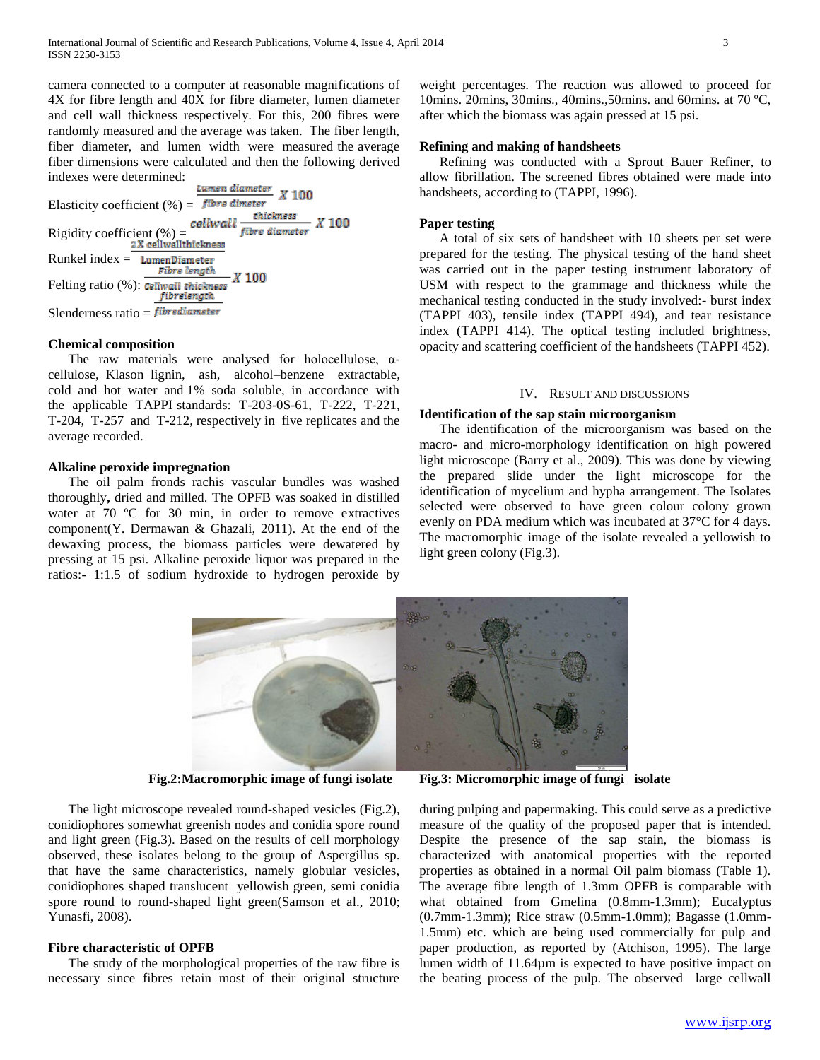camera connected to a computer at reasonable magnifications of 4X for fibre length and 40X for fibre diameter, lumen diameter and cell wall thickness respectively. For this, 200 fibres were randomly measured and the average was taken. The fiber length, fiber diameter, and lumen width were measured the average fiber dimensions were calculated and then the following derived indexes were determined:

Elasticity coefficient (%) = $\frac{\text{Lumen diameter}}{\text{fibre dimeter}} X\ 100$

Rigidity coefficient (%) = $\frac{\text{cellwall thickness}}{\text{fibre diameter}} X\ 100$

Runkel index = $\frac{\text{2 X cellwallthickness}}{\text{LumenDiameter}}$

Felting ratio (%): $\frac{\text{Fibre length}}{\text{Cellwall thickness}} X\ 100$

Slenderness ratio = $\frac{\text{fibrelength}}{\text{fibrediameter}}$

**Chemical composition**

The raw materials were analysed for holocellulose, α-cellulose, Klason lignin, ash, alcohol–benzene extractable, cold and hot water and 1% soda soluble, in accordance with the applicable TAPPI standards: T-203-0S-61, T-222, T-221, T-204, T-257 and T-212, respectively in five replicates and the average recorded.

**Alkaline peroxide impregnation**

The oil palm fronds rachis vascular bundles was washed thoroughly**,** dried and milled. The OPFB was soaked in distilled water at 70 ºC for 30 min, in order to remove extractives component(Y. Dermawan & Ghazali, 2011). At the end of the dewaxing process, the biomass particles were dewatered by pressing at 15 psi. Alkaline peroxide liquor was prepared in the ratios:- 1:1.5 of sodium hydroxide to hydrogen peroxide by weight percentages. The reaction was allowed to proceed for 10mins. 20mins, 30mins., 40mins.,50mins. and 60mins. at 70 ºC, after which the biomass was again pressed at 15 psi.

**Refining and making of handsheets**

Refining was conducted with a Sprout Bauer Refiner, to allow fibrillation. The screened fibres obtained were made into handsheets, according to (TAPPI, 1996).

**Paper testing**

A total of six sets of handsheet with 10 sheets per set were prepared for the testing. The physical testing of the hand sheet was carried out in the paper testing instrument laboratory of USM with respect to the grammage and thickness while the mechanical testing conducted in the study involved:- burst index (TAPPI 403), tensile index (TAPPI 494), and tear resistance index (TAPPI 414). The optical testing included brightness, opacity and scattering coefficient of the handsheets (TAPPI 452).

## IV. Result and Discussions

**Identification of the sap stain microorganism**

The identification of the microorganism was based on the macro- and micro-morphology identification on high powered light microscope (Barry et al., 2009). This was done by viewing the prepared slide under the light microscope for the identification of mycelium and hypha arrangement. The Isolates selected were observed to have green colour colony grown evenly on PDA medium which was incubated at 37°C for 4 days. The macromorphic image of the isolate revealed a yellowish to light green colony (Fig.3).

**Fig.2:Macromorphic image of fungi isolate**

**Fig.3: Micromorphic image of fungi isolate**

The light microscope revealed round-shaped vesicles (Fig.2), conidiophores somewhat greenish nodes and conidia spore round and light green (Fig.3). Based on the results of cell morphology observed, these isolates belong to the group of Aspergillus sp. that have the same characteristics, namely globular vesicles, conidiophores shaped translucent yellowish green, semi conidia spore round to round-shaped light green(Samson et al., 2010; Yunasfi, 2008).

**Fibre characteristic of OPFB**

The study of the morphological properties of the raw fibre is necessary since fibres retain most of their original structure during pulping and papermaking. This could serve as a predictive measure of the quality of the proposed paper that is intended. Despite the presence of the sap stain, the biomass is characterized with anatomical properties with the reported properties as obtained in a normal Oil palm biomass (Table 1). The average fibre length of 1.3mm OPFB is comparable with what obtained from Gmelina (0.8mm-1.3mm); Eucalyptus (0.7mm-1.3mm); Rice straw (0.5mm-1.0mm); Bagasse (1.0mm-1.5mm) etc. which are being used commercially for pulp and paper production, as reported by (Atchison, 1995). The large lumen width of 11.64µm is expected to have positive impact on the beating process of the pulp. The observed large cellwall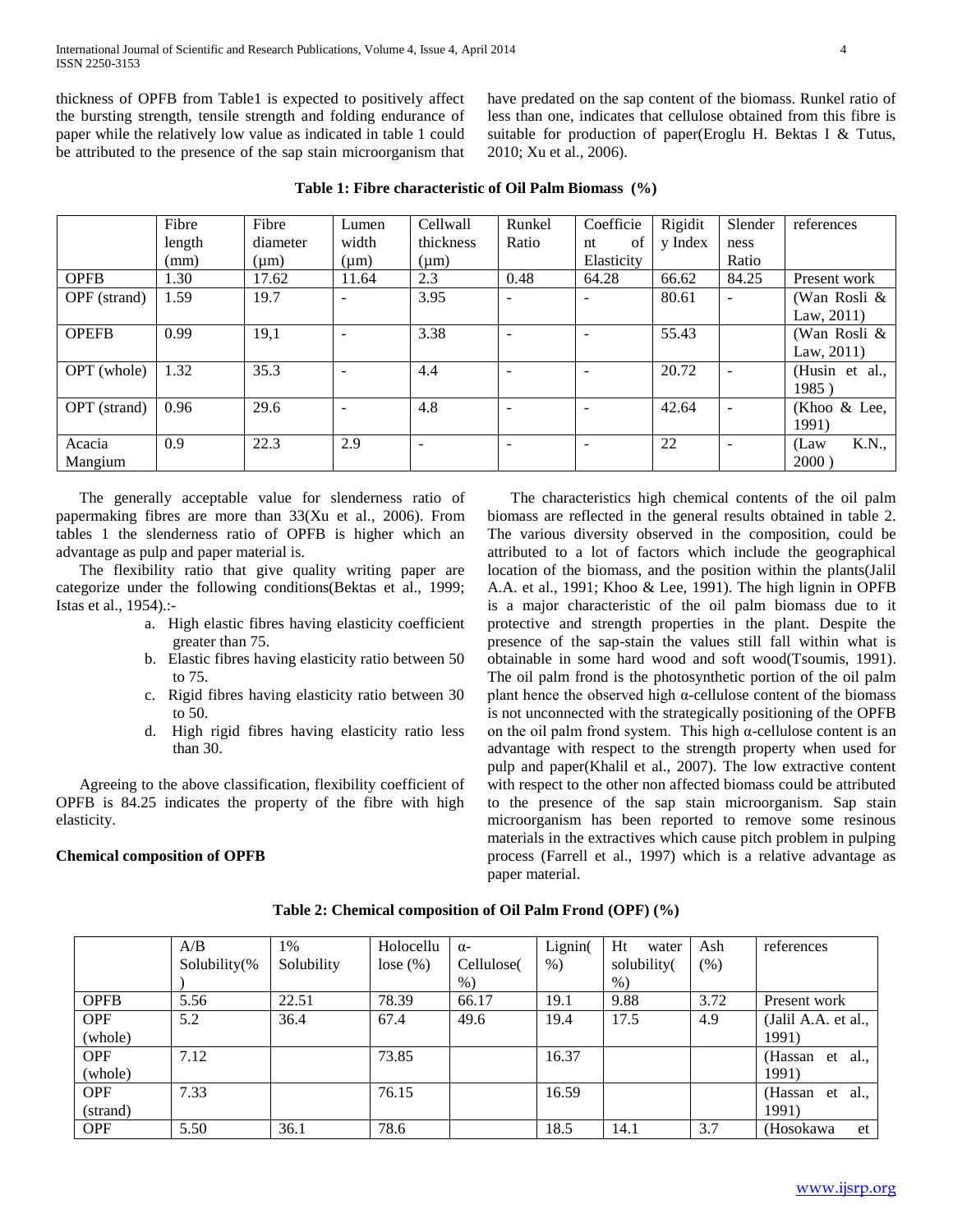thickness of OPFB from Table1 is expected to positively affect the bursting strength, tensile strength and folding endurance of paper while the relatively low value as indicated in table 1 could be attributed to the presence of the sap stain microorganism that have predated on the sap content of the biomass. Runkel ratio of less than one, indicates that cellulose obtained from this fibre is suitable for production of paper(Eroglu H. Bektas I & Tutus, 2010; Xu et al., 2006).

**Table 1: Fibre characteristic of Oil Palm Biomass (%)**

| | Fibre length (mm) | Fibre diameter (μm) | Lumen width (μm) | Cellwall thickness (μm) | Runkel Ratio | Coefficient of Elasticity | Rigidity Index | Slenderness Ratio | references |
|---|---|---|---|---|---|---|---|---|---|
| OPFB | 1.30 | 17.62 | 11.64 | 2.3 | 0.48 | 64.28 | 66.62 | 84.25 | Present work |
| OPF (strand) | 1.59 | 19.7 | - | 3.95 | - | - | 80.61 | - | (Wan Rosli & Law, 2011) |
| OPEFB | 0.99 | 19,1 | - | 3.38 | - | - | 55.43 | | (Wan Rosli & Law, 2011) |
| OPT (whole) | 1.32 | 35.3 | - | 4.4 | - | - | 20.72 | - | (Husin et al., 1985 ) |
| OPT (strand) | 0.96 | 29.6 | - | 4.8 | - | - | 42.64 | - | (Khoo & Lee, 1991) |
| Acacia Mangium | 0.9 | 22.3 | 2.9 | - | - | - | 22 | - | (Law K.N., 2000 ) |

The generally acceptable value for slenderness ratio of papermaking fibres are more than 33(Xu et al., 2006). From tables 1 the slenderness ratio of OPFB is higher which an advantage as pulp and paper material is.

The flexibility ratio that give quality writing paper are categorize under the following conditions(Bektas et al., 1999; Istas et al., 1954).:-

a. High elastic fibres having elasticity coefficient greater than 75.
b. Elastic fibres having elasticity ratio between 50 to 75.
c. Rigid fibres having elasticity ratio between 30 to 50.
d. High rigid fibres having elasticity ratio less than 30.

Agreeing to the above classification, flexibility coefficient of OPFB is 84.25 indicates the property of the fibre with high elasticity.

**Chemical composition of OPFB**

The characteristics high chemical contents of the oil palm biomass are reflected in the general results obtained in table 2. The various diversity observed in the composition, could be attributed to a lot of factors which include the geographical location of the biomass, and the position within the plants(Jalil A.A. et al., 1991; Khoo & Lee, 1991). The high lignin in OPFB is a major characteristic of the oil palm biomass due to it protective and strength properties in the plant. Despite the presence of the sap-stain the values still fall within what is obtainable in some hard wood and soft wood(Tsoumis, 1991). The oil palm frond is the photosynthetic portion of the oil palm plant hence the observed high α-cellulose content of the biomass is not unconnected with the strategically positioning of the OPFB on the oil palm frond system. This high α-cellulose content is an advantage with respect to the strength property when used for pulp and paper(Khalil et al., 2007). The low extractive content with respect to the other non affected biomass could be attributed to the presence of the sap stain microorganism. Sap stain microorganism has been reported to remove some resinous materials in the extractives which cause pitch problem in pulping process (Farrell et al., 1997) which is a relative advantage as paper material.

**Table 2: Chemical composition of Oil Palm Frond (OPF) (%)**

| | A/B Solubility(%) | 1% Solubility | Holocellulose (%) | α-Cellulose(%) | Lignin(%) | Ht water solubility(%) | Ash (%) | references |
|---|---|---|---|---|---|---|---|---|
| OPFB | 5.56 | 22.51 | 78.39 | 66.17 | 19.1 | 9.88 | 3.72 | Present work |
| OPF (whole) | 5.2 | 36.4 | 67.4 | 49.6 | 19.4 | 17.5 | 4.9 | (Jalil A.A. et al., 1991) |
| OPF (whole) | 7.12 | | 73.85 | | 16.37 | | | (Hassan et al., 1991) |
| OPF (strand) | 7.33 | | 76.15 | | 16.59 | | | (Hassan et al., 1991) |
| OPF | 5.50 | 36.1 | 78.6 | | 18.5 | 14.1 | 3.7 | (Hosokawa et |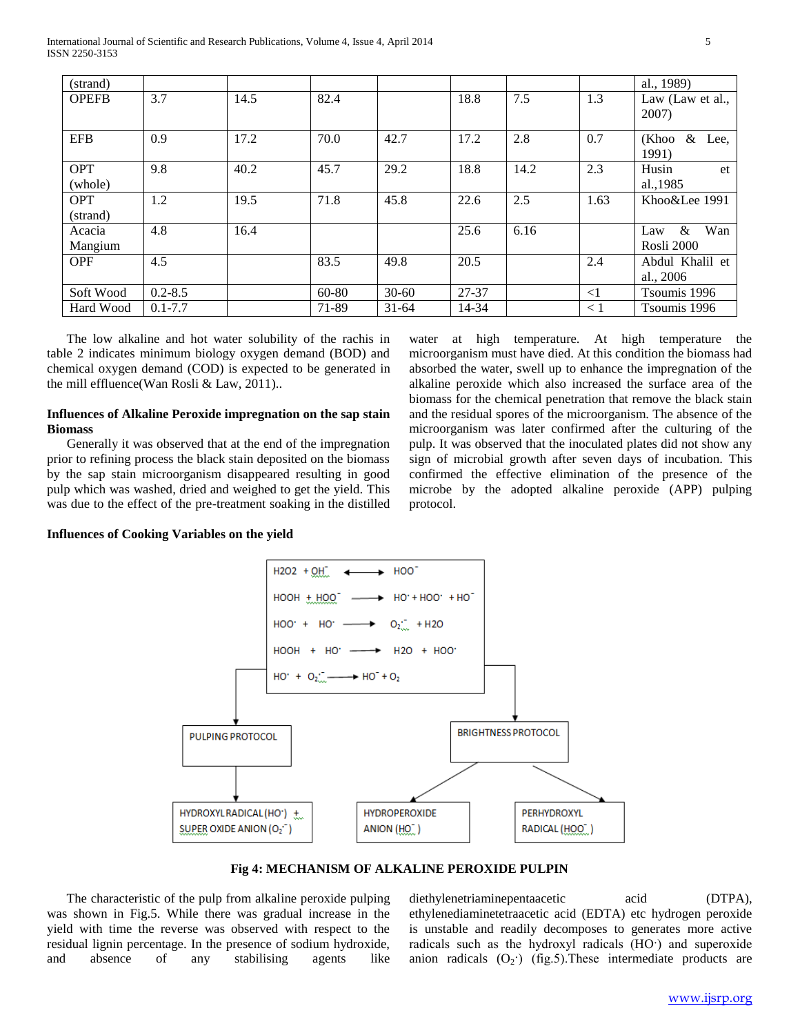| | | | | | | | | |
|---|---|---|---|---|---|---|---|---|
| (strand) | | | | | | | | al., 1989) |
| OPEFB | 3.7 | 14.5 | 82.4 | | 18.8 | 7.5 | 1.3 | Law (Law et al., 2007) |
| EFB | 0.9 | 17.2 | 70.0 | 42.7 | 17.2 | 2.8 | 0.7 | (Khoo & Lee, 1991) |
| OPT (whole) | 9.8 | 40.2 | 45.7 | 29.2 | 18.8 | 14.2 | 2.3 | Husin et al.,1985 |
| OPT (strand) | 1.2 | 19.5 | 71.8 | 45.8 | 22.6 | 2.5 | 1.63 | Khoo&Lee 1991 |
| Acacia Mangium | 4.8 | 16.4 | | | 25.6 | 6.16 | | Law & Wan Rosli 2000 |
| OPF | 4.5 | | 83.5 | 49.8 | 20.5 | | 2.4 | Abdul Khalil et al., 2006 |
| Soft Wood | 0.2-8.5 | | 60-80 | 30-60 | 27-37 | | <1 | Tsoumis 1996 |
| Hard Wood | 0.1-7.7 | | 71-89 | 31-64 | 14-34 | | < 1 | Tsoumis 1996 |

The low alkaline and hot water solubility of the rachis in table 2 indicates minimum biology oxygen demand (BOD) and chemical oxygen demand (COD) is expected to be generated in the mill effluence(Wan Rosli & Law, 2011)..

**Influences of Alkaline Peroxide impregnation on the sap stain Biomass**

Generally it was observed that at the end of the impregnation prior to refining process the black stain deposited on the biomass by the sap stain microorganism disappeared resulting in good pulp which was washed, dried and weighed to get the yield. This was due to the effect of the pre-treatment soaking in the distilled water at high temperature. At high temperature the microorganism must have died. At this condition the biomass had absorbed the water, swell up to enhance the impregnation of the alkaline peroxide which also increased the surface area of the biomass for the chemical penetration that remove the black stain and the residual spores of the microorganism. The absence of the microorganism was later confirmed after the culturing of the pulp. It was observed that the inoculated plates did not show any sign of microbial growth after seven days of incubation. This confirmed the effective elimination of the presence of the microbe by the adopted alkaline peroxide (APP) pulping protocol.

**Influences of Cooking Variables on the yield**

$H_2O_2 + OH^- \longleftrightarrow HOO^-$

$HOOH + HOO^- \longrightarrow HO^\cdot + HOO^\cdot + HO^-$

$HOO^\cdot + HO^\cdot \longrightarrow O_2^{\cdot-} + H_2O$

$HOOH + HO^\cdot \longrightarrow H_2O + HOO^\cdot$

$HO^\cdot + O_2^{\cdot-} \longrightarrow HO^- + O_2$

PULPING PROTOCOL → HYDROXYL RADICAL ($HO^\cdot$) + SUPER OXIDE ANION ($O_2^{\cdot-}$)

BRIGHTNESS PROTOCOL → HYDROPEROXIDE ANION ($HO^-$); PERHYDROXYL RADICAL ($HOO^-$)

**Fig 4: MECHANISM OF ALKALINE PEROXIDE PULPIN**

The characteristic of the pulp from alkaline peroxide pulping was shown in Fig.5. While there was gradual increase in the yield with time the reverse was observed with respect to the residual lignin percentage. In the presence of sodium hydroxide, and absence of any stabilising agents like diethylenetriaminepentaacetic acid (DTPA), ethylenediaminetetraacetic acid (EDTA) etc hydrogen peroxide is unstable and readily decomposes to generates more active radicals such as the hydroxyl radicals ($HO\cdot$) and superoxide anion radicals ($O_2\cdot$) (fig.5).These intermediate products are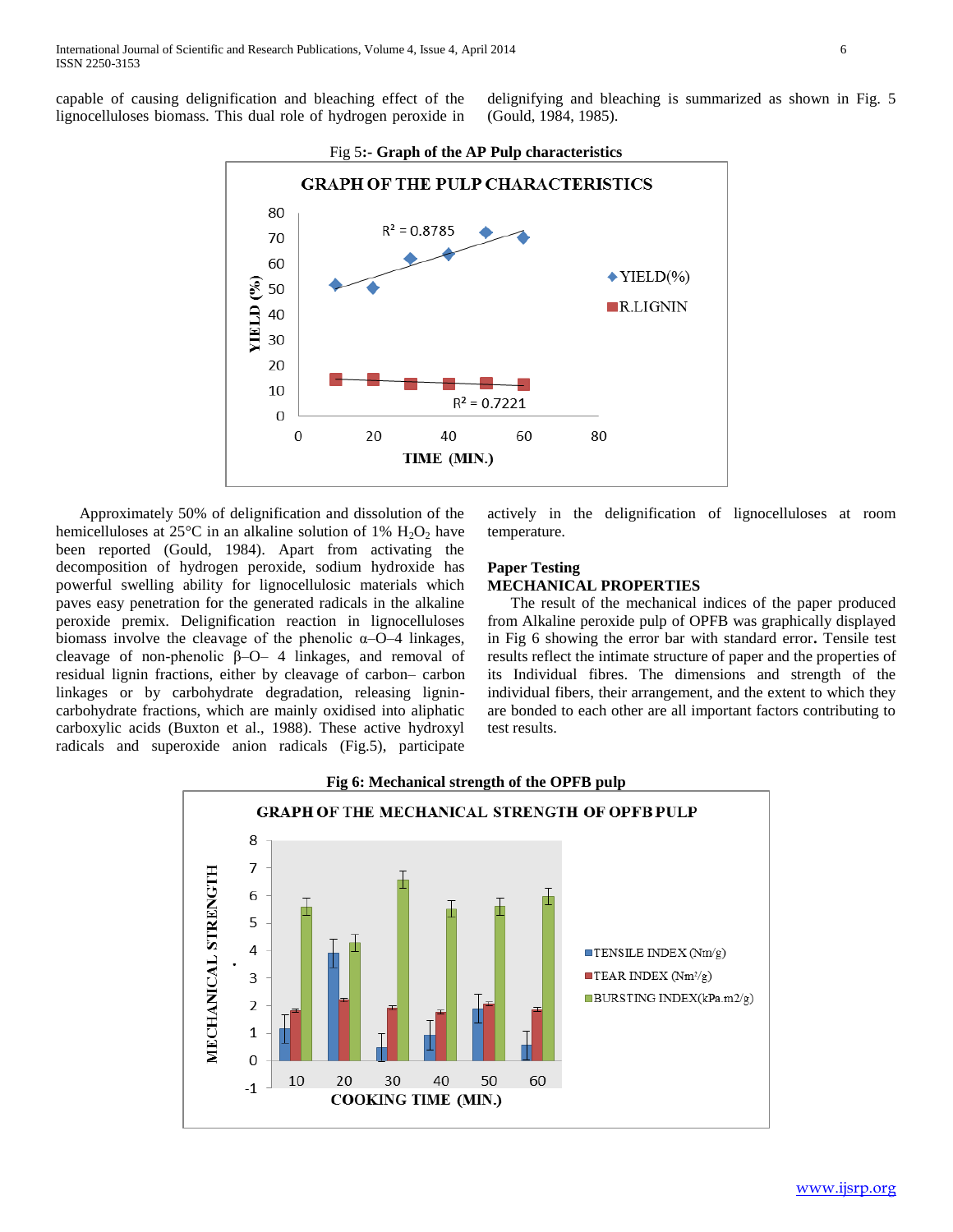capable of causing delignification and bleaching effect of the lignocelluloses biomass. This dual role of hydrogen peroxide in delignifying and bleaching is summarized as shown in Fig. 5 (Gould, 1984, 1985).

Fig 5**:- Graph of the AP Pulp characteristics**

Approximately 50% of delignification and dissolution of the hemicelluloses at 25°C in an alkaline solution of 1% $H_2O_2$ have been reported (Gould, 1984). Apart from activating the decomposition of hydrogen peroxide, sodium hydroxide has powerful swelling ability for lignocellulosic materials which paves easy penetration for the generated radicals in the alkaline peroxide premix. Delignification reaction in lignocelluloses biomass involve the cleavage of the phenolic α–O–4 linkages, cleavage of non-phenolic β–O– 4 linkages, and removal of residual lignin fractions, either by cleavage of carbon– carbon linkages or by carbohydrate degradation, releasing lignin-carbohydrate fractions, which are mainly oxidised into aliphatic carboxylic acids (Buxton et al., 1988). These active hydroxyl radicals and superoxide anion radicals (Fig.5), participate actively in the delignification of lignocelluloses at room temperature.

**Paper Testing**

**MECHANICAL PROPERTIES**

The result of the mechanical indices of the paper produced from Alkaline peroxide pulp of OPFB was graphically displayed in Fig 6 showing the error bar with standard error**.** Tensile test results reflect the intimate structure of paper and the properties of its Individual fibres. The dimensions and strength of the individual fibers, their arrangement, and the extent to which they are bonded to each other are all important factors contributing to test results.

**Fig 6: Mechanical strength of the OPFB pulp**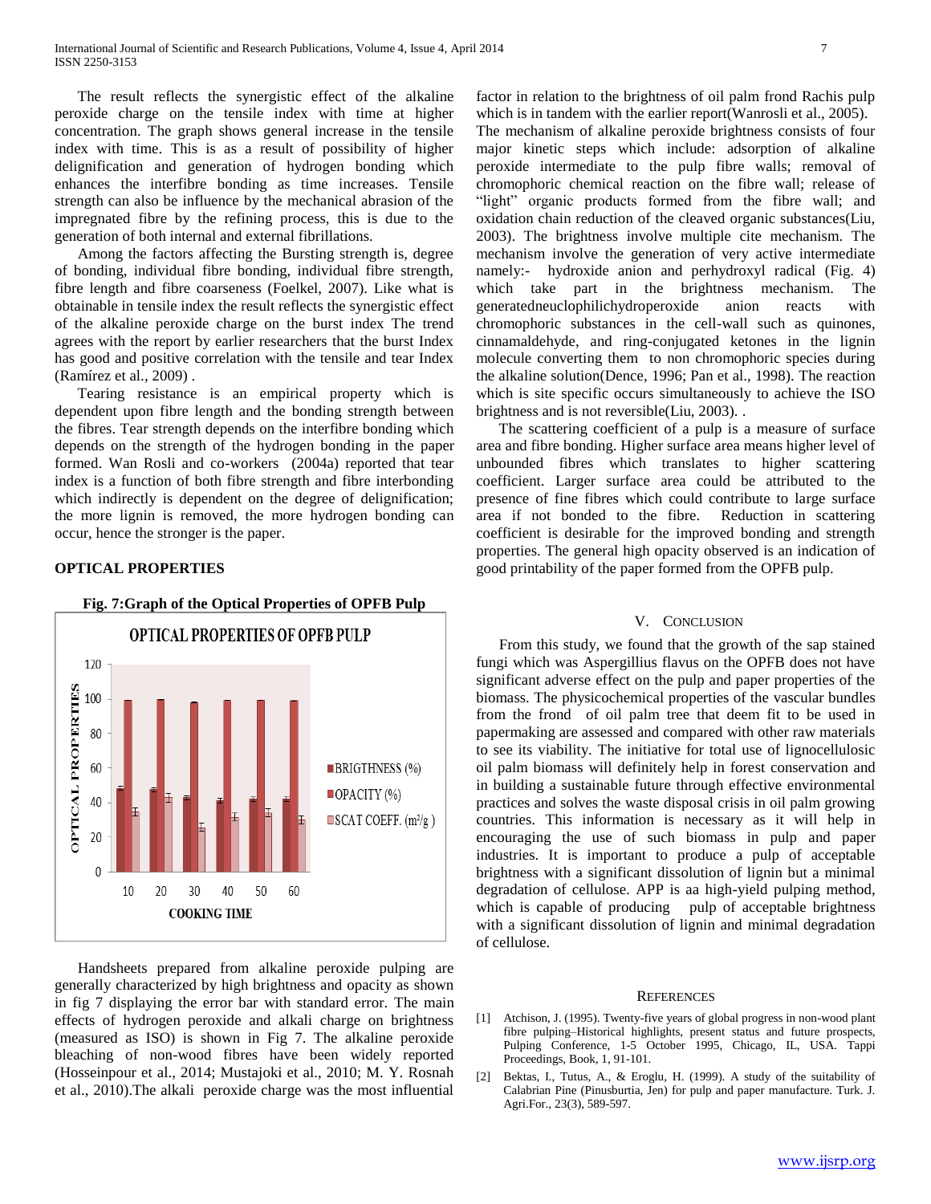The result reflects the synergistic effect of the alkaline peroxide charge on the tensile index with time at higher concentration. The graph shows general increase in the tensile index with time. This is as a result of possibility of higher delignification and generation of hydrogen bonding which enhances the interfibre bonding as time increases. Tensile strength can also be influence by the mechanical abrasion of the impregnated fibre by the refining process, this is due to the generation of both internal and external fibrillations.

Among the factors affecting the Bursting strength is, degree of bonding, individual fibre bonding, individual fibre strength, fibre length and fibre coarseness (Foelkel, 2007). Like what is obtainable in tensile index the result reflects the synergistic effect of the alkaline peroxide charge on the burst index The trend agrees with the report by earlier researchers that the burst Index has good and positive correlation with the tensile and tear Index (Ramírez et al., 2009) .

Tearing resistance is an empirical property which is dependent upon fibre length and the bonding strength between the fibres. Tear strength depends on the interfibre bonding which depends on the strength of the hydrogen bonding in the paper formed. Wan Rosli and co-workers (2004a) reported that tear index is a function of both fibre strength and fibre interbonding which indirectly is dependent on the degree of delignification; the more lignin is removed, the more hydrogen bonding can occur, hence the stronger is the paper.

## OPTICAL PROPERTIES

**Fig. 7:Graph of the Optical Properties of OPFB Pulp**

Handsheets prepared from alkaline peroxide pulping are generally characterized by high brightness and opacity as shown in fig 7 displaying the error bar with standard error. The main effects of hydrogen peroxide and alkali charge on brightness (measured as ISO) is shown in Fig 7. The alkaline peroxide bleaching of non-wood fibres have been widely reported (Hosseinpour et al., 2014; Mustajoki et al., 2010; M. Y. Rosnah et al., 2010).The alkali peroxide charge was the most influential factor in relation to the brightness of oil palm frond Rachis pulp which is in tandem with the earlier report(Wanrosli et al., 2005). The mechanism of alkaline peroxide brightness consists of four major kinetic steps which include: adsorption of alkaline peroxide intermediate to the pulp fibre walls; removal of chromophoric chemical reaction on the fibre wall; release of "light" organic products formed from the fibre wall; and oxidation chain reduction of the cleaved organic substances(Liu, 2003). The brightness involve multiple cite mechanism. The mechanism involve the generation of very active intermediate namely:- hydroxide anion and perhydroxyl radical (Fig. 4) which take part in the brightness mechanism. The generatedneuclophilichydroperoxide anion reacts with chromophoric substances in the cell-wall such as quinones, cinnamaldehyde, and ring-conjugated ketones in the lignin molecule converting them to non chromophoric species during the alkaline solution(Dence, 1996; Pan et al., 1998). The reaction which is site specific occurs simultaneously to achieve the ISO brightness and is not reversible(Liu, 2003). .

The scattering coefficient of a pulp is a measure of surface area and fibre bonding. Higher surface area means higher level of unbounded fibres which translates to higher scattering coefficient. Larger surface area could be attributed to the presence of fine fibres which could contribute to large surface area if not bonded to the fibre. Reduction in scattering coefficient is desirable for the improved bonding and strength properties. The general high opacity observed is an indication of good printability of the paper formed from the OPFB pulp.

## V. CONCLUSION

From this study, we found that the growth of the sap stained fungi which was Aspergillius flavus on the OPFB does not have significant adverse effect on the pulp and paper properties of the biomass. The physicochemical properties of the vascular bundles from the frond of oil palm tree that deem fit to be used in papermaking are assessed and compared with other raw materials to see its viability. The initiative for total use of lignocellulosic oil palm biomass will definitely help in forest conservation and in building a sustainable future through effective environmental practices and solves the waste disposal crisis in oil palm growing countries. This information is necessary as it will help in encouraging the use of such biomass in pulp and paper industries. It is important to produce a pulp of acceptable brightness with a significant dissolution of lignin but a minimal degradation of cellulose. APP is aa high-yield pulping method, which is capable of producing pulp of acceptable brightness with a significant dissolution of lignin and minimal degradation of cellulose.

## REFERENCES

[1] Atchison, J. (1995). Twenty-five years of global progress in non-wood plant fibre pulping–Historical highlights, present status and future prospects, Pulping Conference, 1-5 October 1995, Chicago, IL, USA. Tappi Proceedings, Book, 1, 91-101.

[2] Bektas, I., Tutus, A., & Eroglu, H. (1999). A study of the suitability of Calabrian Pine (Pinusburtia, Jen) for pulp and paper manufacture. Turk. J. Agri.For., 23(3), 589-597.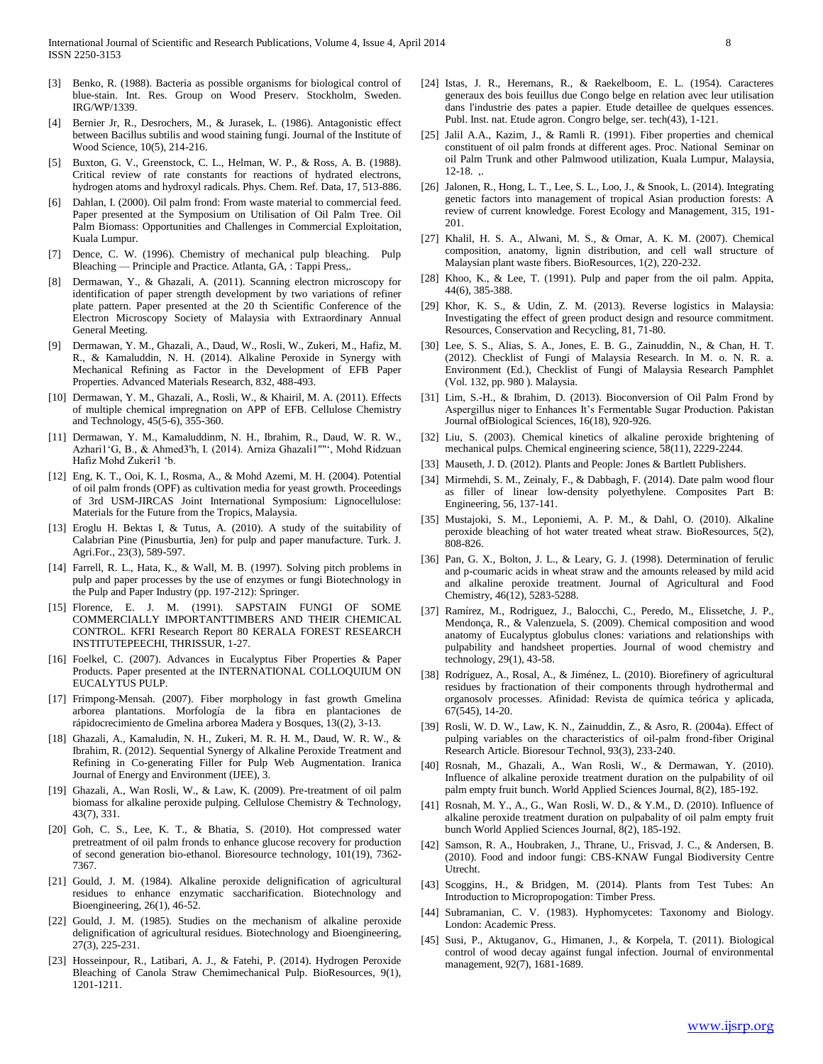[3] Benko, R. (1988). Bacteria as possible organisms for biological control of blue-stain. Int. Res. Group on Wood Preserv. Stockholm, Sweden. IRG/WP/1339.

[4] Bernier Jr, R., Desrochers, M., & Jurasek, L. (1986). Antagonistic effect between Bacillus subtilis and wood staining fungi. Journal of the Institute of Wood Science, 10(5), 214-216.

[5] Buxton, G. V., Greenstock, C. L., Helman, W. P., & Ross, A. B. (1988). Critical review of rate constants for reactions of hydrated electrons, hydrogen atoms and hydroxyl radicals. Phys. Chem. Ref. Data, 17, 513-886.

[6] Dahlan, I. (2000). Oil palm frond: From waste material to commercial feed. Paper presented at the Symposium on Utilisation of Oil Palm Tree. Oil Palm Biomass: Opportunities and Challenges in Commercial Exploitation, Kuala Lumpur.

[7] Dence, C. W. (1996). Chemistry of mechanical pulp bleaching. Pulp Bleaching — Principle and Practice. Atlanta, GA, : Tappi Press,.

[8] Dermawan, Y., & Ghazali, A. (2011). Scanning electron microscopy for identification of paper strength development by two variations of refiner plate pattern. Paper presented at the 20 th Scientific Conference of the Electron Microscopy Society of Malaysia with Extraordinary Annual General Meeting.

[9] Dermawan, Y. M., Ghazali, A., Daud, W., Rosli, W., Zukeri, M., Hafiz, M. R., & Kamaluddin, N. H. (2014). Alkaline Peroxide in Synergy with Mechanical Refining as Factor in the Development of EFB Paper Properties. Advanced Materials Research, 832, 488-493.

[10] Dermawan, Y. M., Ghazali, A., Rosli, W., & Khairil, M. A. (2011). Effects of multiple chemical impregnation on APP of EFB. Cellulose Chemistry and Technology, 45(5-6), 355-360.

[11] Dermawan, Y. M., Kamaluddinm, N. H., Ibrahim, R., Daud, W. R. W., Azhari1'G, B., & Ahmed3'h, I. (2014). Arniza Ghazali1""', Mohd Ridzuan Hafiz Mohd Zukeri1 'b.

[12] Eng, K. T., Ooi, K. I., Rosma, A., & Mohd Azemi, M. H. (2004). Potential of oil palm fronds (OPF) as cultivation media for yeast growth. Proceedings of 3rd USM-JIRCAS Joint International Symposium: Lignocellulose: Materials for the Future from the Tropics, Malaysia.

[13] Eroglu H. Bektas I, & Tutus, A. (2010). A study of the suitability of Calabrian Pine (Pinusburtia, Jen) for pulp and paper manufacture. Turk. J. Agri.For., 23(3), 589-597.

[14] Farrell, R. L., Hata, K., & Wall, M. B. (1997). Solving pitch problems in pulp and paper processes by the use of enzymes or fungi Biotechnology in the Pulp and Paper Industry (pp. 197-212): Springer.

[15] Florence, E. J. M. (1991). SAPSTAIN FUNGI OF SOME COMMERCIALLY IMPORTANTTIMBERS AND THEIR CHEMICAL CONTROL. KFRI Research Report 80 KERALA FOREST RESEARCH INSTITUTEPEECHI, THRISSUR, 1-27.

[16] Foelkel, C. (2007). Advances in Eucalyptus Fiber Properties & Paper Products. Paper presented at the INTERNATIONAL COLLOQUIUM ON EUCALYTUS PULP.

[17] Frimpong-Mensah. (2007). Fiber morphology in fast growth Gmelina arborea plantations. Morfología de la fibra en plantaciones de rápidocrecimiento de Gmelina arborea Madera y Bosques, 13((2), 3-13.

[18] Ghazali, A., Kamaludin, N. H., Zukeri, M. R. H. M., Daud, W. R. W., & Ibrahim, R. (2012). Sequential Synergy of Alkaline Peroxide Treatment and Refining in Co-generating Filler for Pulp Web Augmentation. Iranica Journal of Energy and Environment (IJEE), 3.

[19] Ghazali, A., Wan Rosli, W., & Law, K. (2009). Pre-treatment of oil palm biomass for alkaline peroxide pulping. Cellulose Chemistry & Technology, 43(7), 331.

[20] Goh, C. S., Lee, K. T., & Bhatia, S. (2010). Hot compressed water pretreatment of oil palm fronds to enhance glucose recovery for production of second generation bio-ethanol. Bioresource technology, 101(19), 7362-7367.

[21] Gould, J. M. (1984). Alkaline peroxide delignification of agricultural residues to enhance enzymatic saccharification. Biotechnology and Bioengineering, 26(1), 46-52.

[22] Gould, J. M. (1985). Studies on the mechanism of alkaline peroxide delignification of agricultural residues. Biotechnology and Bioengineering, 27(3), 225-231.

[23] Hosseinpour, R., Latibari, A. J., & Fatehi, P. (2014). Hydrogen Peroxide Bleaching of Canola Straw Chemimechanical Pulp. BioResources, 9(1), 1201-1211.

[24] Istas, J. R., Heremans, R., & Raekelboom, E. L. (1954). Caracteres generaux des bois feuillus due Congo belge en relation avec leur utilisation dans l'industrie des pates a papier. Etude detaillee de quelques essences. Publ. Inst. nat. Etude agron. Congro belge, ser. tech(43), 1-121.

[25] Jalil A.A., Kazim, J., & Ramli R. (1991). Fiber properties and chemical constituent of oil palm fronds at different ages. Proc. National Seminar on oil Palm Trunk and other Palmwood utilization, Kuala Lumpur, Malaysia, 12-18. ,.

[26] Jalonen, R., Hong, L. T., Lee, S. L., Loo, J., & Snook, L. (2014). Integrating genetic factors into management of tropical Asian production forests: A review of current knowledge. Forest Ecology and Management, 315, 191-201.

[27] Khalil, H. S. A., Alwani, M. S., & Omar, A. K. M. (2007). Chemical composition, anatomy, lignin distribution, and cell wall structure of Malaysian plant waste fibers. BioResources, 1(2), 220-232.

[28] Khoo, K., & Lee, T. (1991). Pulp and paper from the oil palm. Appita, 44(6), 385-388.

[29] Khor, K. S., & Udin, Z. M. (2013). Reverse logistics in Malaysia: Investigating the effect of green product design and resource commitment. Resources, Conservation and Recycling, 81, 71-80.

[30] Lee, S. S., Alias, S. A., Jones, E. B. G., Zainuddin, N., & Chan, H. T. (2012). Checklist of Fungi of Malaysia Research. In M. o. N. R. a. Environment (Ed.), Checklist of Fungi of Malaysia Research Pamphlet (Vol. 132, pp. 980 ). Malaysia.

[31] Lim, S.-H., & Ibrahim, D. (2013). Bioconversion of Oil Palm Frond by Aspergillus niger to Enhances It's Fermentable Sugar Production. Pakistan Journal ofBiological Sciences, 16(18), 920-926.

[32] Liu, S. (2003). Chemical kinetics of alkaline peroxide brightening of mechanical pulps. Chemical engineering science, 58(11), 2229-2244.

[33] Mauseth, J. D. (2012). Plants and People: Jones & Bartlett Publishers.

[34] Mirmehdi, S. M., Zeinaly, F., & Dabbagh, F. (2014). Date palm wood flour as filler of linear low-density polyethylene. Composites Part B: Engineering, 56, 137-141.

[35] Mustajoki, S. M., Leponiemi, A. P. M., & Dahl, O. (2010). Alkaline peroxide bleaching of hot water treated wheat straw. BioResources, 5(2), 808-826.

[36] Pan, G. X., Bolton, J. L., & Leary, G. J. (1998). Determination of ferulic and p-coumaric acids in wheat straw and the amounts released by mild acid and alkaline peroxide treatment. Journal of Agricultural and Food Chemistry, 46(12), 5283-5288.

[37] Ramírez, M., Rodriguez, J., Balocchi, C., Peredo, M., Elissetche, J. P., Mendonça, R., & Valenzuela, S. (2009). Chemical composition and wood anatomy of Eucalyptus globulus clones: variations and relationships with pulpability and handsheet properties. Journal of wood chemistry and technology, 29(1), 43-58.

[38] Rodríguez, A., Rosal, A., & Jiménez, L. (2010). Biorefinery of agricultural residues by fractionation of their components through hydrothermal and organosolv processes. Afinidad: Revista de química teórica y aplicada, 67(545), 14-20.

[39] Rosli, W. D. W., Law, K. N., Zainuddin, Z., & Asro, R. (2004a). Effect of pulping variables on the characteristics of oil-palm frond-fiber Original Research Article. Bioresour Technol, 93(3), 233-240.

[40] Rosnah, M., Ghazali, A., Wan Rosli, W., & Dermawan, Y. (2010). Influence of alkaline peroxide treatment duration on the pulpability of oil palm empty fruit bunch. World Applied Sciences Journal, 8(2), 185-192.

[41] Rosnah, M. Y., A., G., Wan Rosli, W. D., & Y.M., D. (2010). Influence of alkaline peroxide treatment duration on pulpabality of oil palm empty fruit bunch World Applied Sciences Journal, 8(2), 185-192.

[42] Samson, R. A., Houbraken, J., Thrane, U., Frisvad, J. C., & Andersen, B. (2010). Food and indoor fungi: CBS-KNAW Fungal Biodiversity Centre Utrecht.

[43] Scoggins, H., & Bridgen, M. (2014). Plants from Test Tubes: An Introduction to Micropropogation: Timber Press.

[44] Subramanian, C. V. (1983). Hyphomycetes: Taxonomy and Biology. London: Academic Press.

[45] Susi, P., Aktuganov, G., Himanen, J., & Korpela, T. (2011). Biological control of wood decay against fungal infection. Journal of environmental management, 92(7), 1681-1689.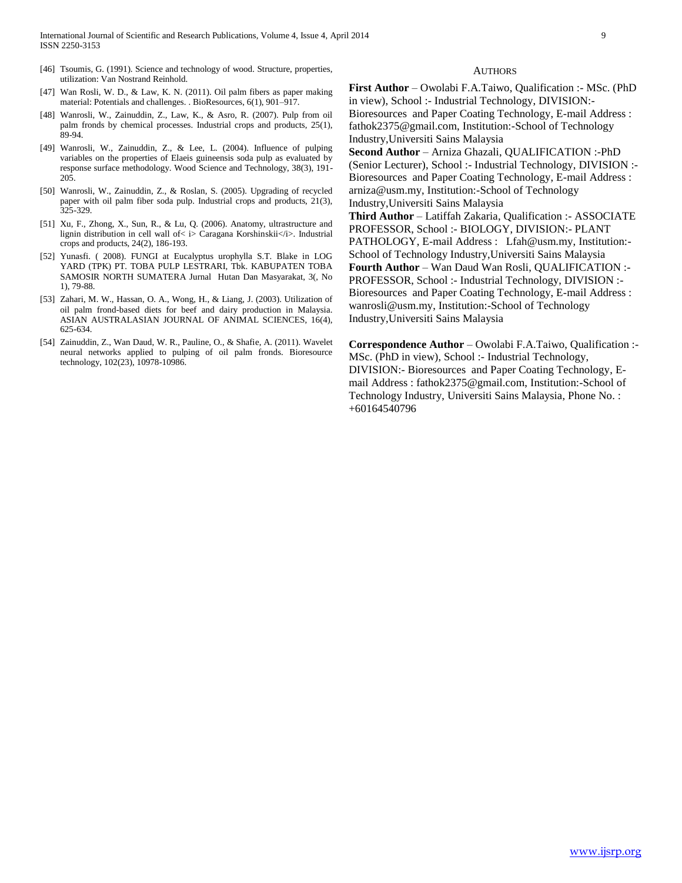[46] Tsoumis, G. (1991). Science and technology of wood. Structure, properties, utilization: Van Nostrand Reinhold.

[47] Wan Rosli, W. D., & Law, K. N. (2011). Oil palm fibers as paper making material: Potentials and challenges. . BioResources, 6(1), 901–917.

[48] Wanrosli, W., Zainuddin, Z., Law, K., & Asro, R. (2007). Pulp from oil palm fronds by chemical processes. Industrial crops and products, 25(1), 89-94.

[49] Wanrosli, W., Zainuddin, Z., & Lee, L. (2004). Influence of pulping variables on the properties of Elaeis guineensis soda pulp as evaluated by response surface methodology. Wood Science and Technology, 38(3), 191-205.

[50] Wanrosli, W., Zainuddin, Z., & Roslan, S. (2005). Upgrading of recycled paper with oil palm fiber soda pulp. Industrial crops and products, 21(3), 325-329.

[51] Xu, F., Zhong, X., Sun, R., & Lu, Q. (2006). Anatomy, ultrastructure and lignin distribution in cell wall of< i> Caragana Korshinskii</i>. Industrial crops and products, 24(2), 186-193.

[52] Yunasfi. ( 2008). FUNGI at Eucalyptus urophylla S.T. Blake in LOG YARD (TPK) PT. TOBA PULP LESTRARI, Tbk. KABUPATEN TOBA SAMOSIR NORTH SUMATERA Jurnal Hutan Dan Masyarakat, 3(, No 1), 79-88.

[53] Zahari, M. W., Hassan, O. A., Wong, H., & Liang, J. (2003). Utilization of oil palm frond-based diets for beef and dairy production in Malaysia. ASIAN AUSTRALASIAN JOURNAL OF ANIMAL SCIENCES, 16(4), 625-634.

[54] Zainuddin, Z., Wan Daud, W. R., Pauline, O., & Shafie, A. (2011). Wavelet neural networks applied to pulping of oil palm fronds. Bioresource technology, 102(23), 10978-10986.

## AUTHORS

**First Author** – Owolabi F.A.Taiwo, Qualification :- MSc. (PhD in view), School :- Industrial Technology, DIVISION:- Bioresources and Paper Coating Technology, E-mail Address : fathok2375@gmail.com, Institution:-School of Technology Industry,Universiti Sains Malaysia

**Second Author** – Arniza Ghazali, QUALIFICATION :-PhD (Senior Lecturer), School :- Industrial Technology, DIVISION :- Bioresources and Paper Coating Technology, E-mail Address : arniza@usm.my, Institution:-School of Technology Industry,Universiti Sains Malaysia

**Third Author** – Latiffah Zakaria, Qualification :- ASSOCIATE PROFESSOR, School :- BIOLOGY, DIVISION:- PLANT PATHOLOGY, E-mail Address : Lfah@usm.my, Institution:-School of Technology Industry,Universiti Sains Malaysia

**Fourth Author** – Wan Daud Wan Rosli, QUALIFICATION :- PROFESSOR, School :- Industrial Technology, DIVISION :- Bioresources and Paper Coating Technology, E-mail Address : wanrosli@usm.my, Institution:-School of Technology Industry,Universiti Sains Malaysia

**Correspondence Author** – Owolabi F.A.Taiwo, Qualification :- MSc. (PhD in view), School :- Industrial Technology, DIVISION:- Bioresources and Paper Coating Technology, E-mail Address : fathok2375@gmail.com, Institution:-School of Technology Industry, Universiti Sains Malaysia, Phone No. : +60164540796